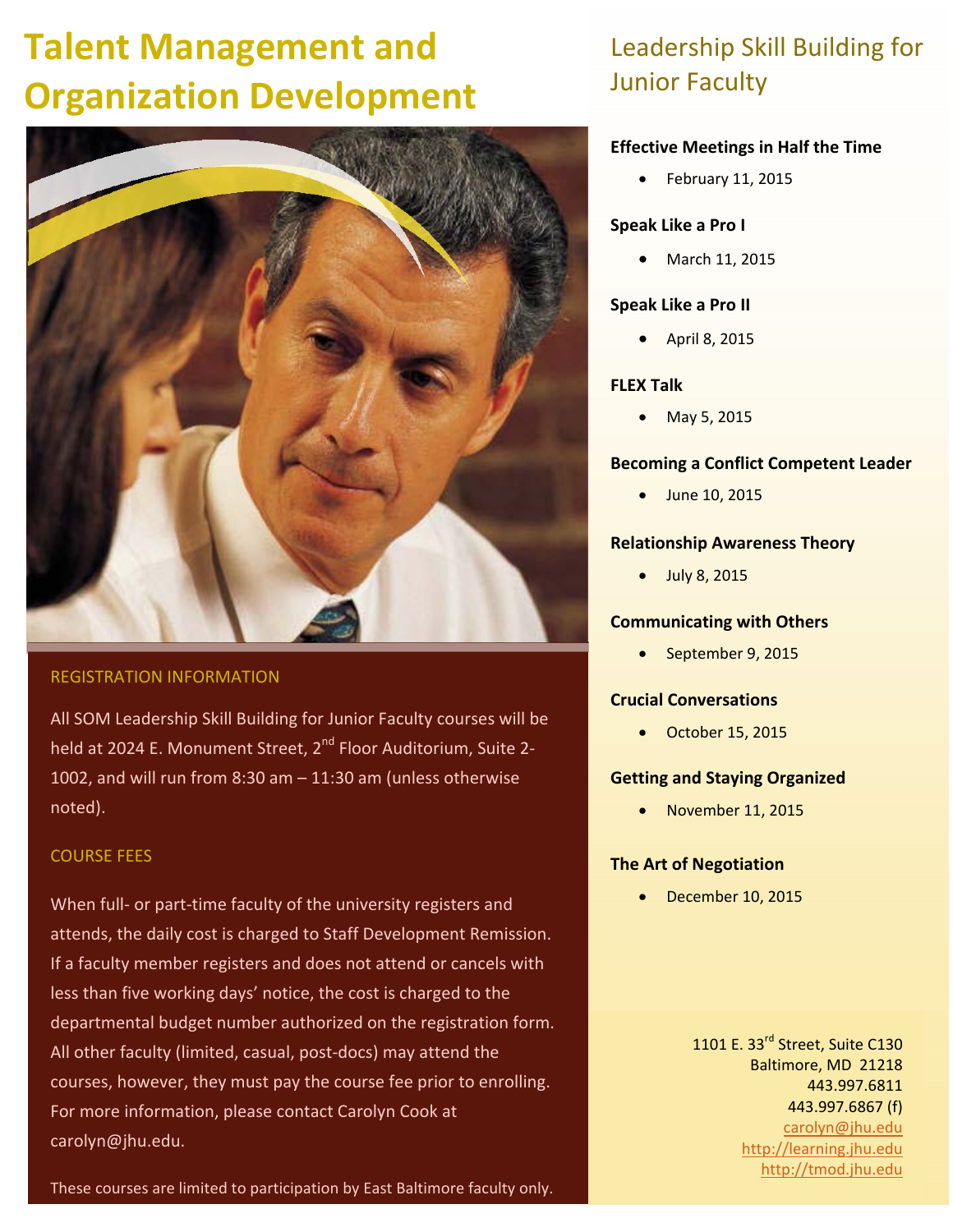# Talent Management and Organization Development

## REGISTRATION INFORMATION

All SOM Leadership Skill Building for Junior Faculty courses will be held at 2024 E. Monument Street, 2nd Floor Auditorium, Suite 2-1002, and will run from 8:30 am – 11:30 am (unless otherwise noted).

## COURSE FEES

When full- or part-time faculty of the university registers and attends, the daily cost is charged to Staff Development Remission. If a faculty member registers and does not attend or cancels with less than five working days' notice, the cost is charged to the departmental budget number authorized on the registration form. All other faculty (limited, casual, post-docs) may attend the courses, however, they must pay the course fee prior to enrolling. For more information, please contact Carolyn Cook at carolyn@jhu.edu.

These courses are limited to participation by East Baltimore faculty only.

# Leadership Skill Building for Junior Faculty

**Effective Meetings in Half the Time**

- February 11, 2015

**Speak Like a Pro I**

- March 11, 2015

**Speak Like a Pro II**

- April 8, 2015

**FLEX Talk**

- May 5, 2015

**Becoming a Conflict Competent Leader**

- June 10, 2015

**Relationship Awareness Theory**

- July 8, 2015

**Communicating with Others**

- September 9, 2015

**Crucial Conversations**

- October 15, 2015

**Getting and Staying Organized**

- November 11, 2015

**The Art of Negotiation**

- December 10, 2015

1101 E. 33rd Street, Suite C130
Baltimore, MD 21218
443.997.6811
443.997.6867 (f)
carolyn@jhu.edu
http://learning.jhu.edu
http://tmod.jhu.edu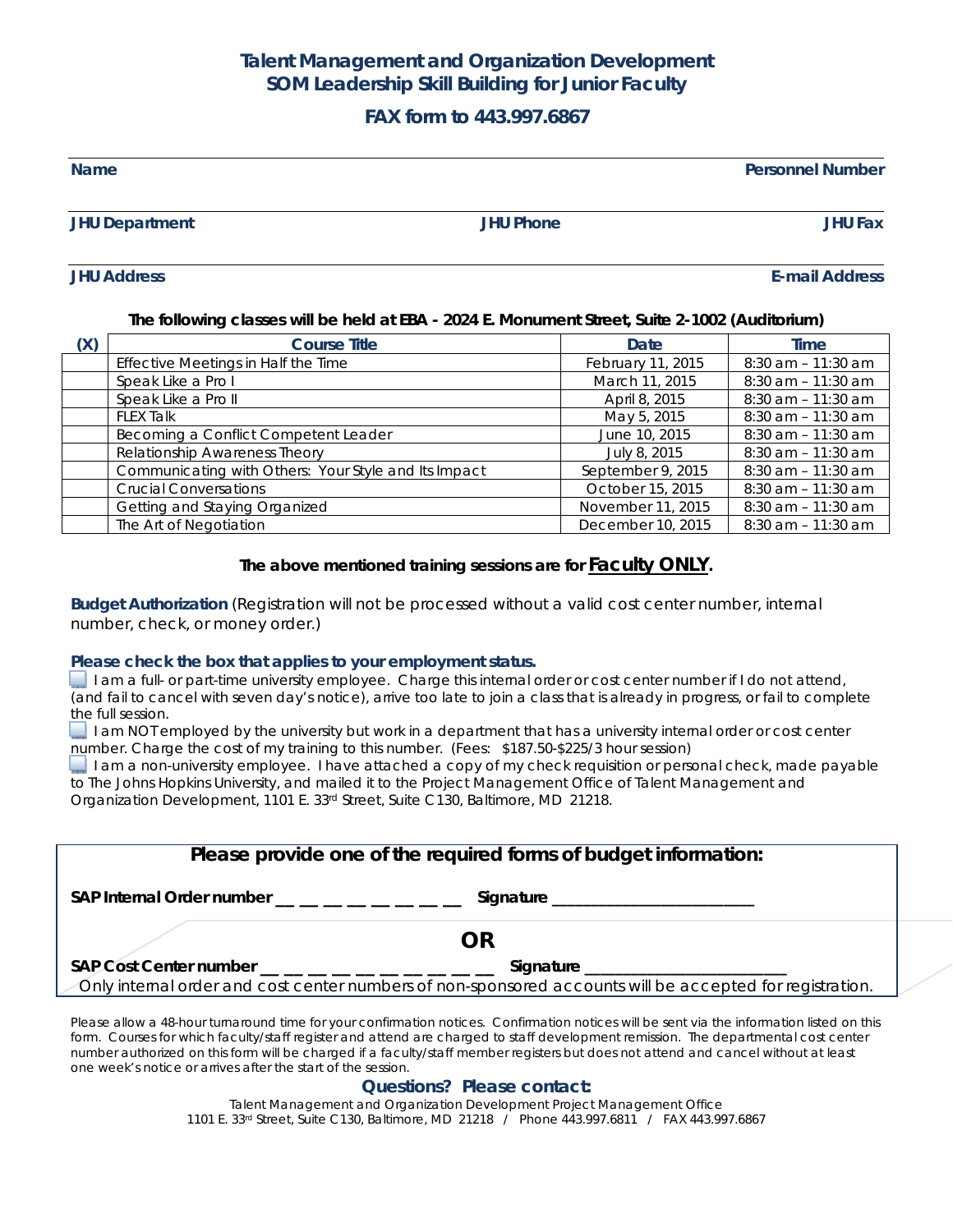## Talent Management and Organization Development
## SOM Leadership Skill Building for Junior Faculty

### FAX form to 443.997.6867

**Name** **Personnel Number**

**JHU Department** **JHU Phone** **JHU Fax**

**JHU Address** **E-mail Address**

**The following classes will be held at EBA - 2024 E. Monument Street, Suite 2-1002 (Auditorium)**

| (X) | Course Title | Date | Time |
|---|---|---|---|
| | Effective Meetings in Half the Time | February 11, 2015 | 8:30 am – 11:30 am |
| | Speak Like a Pro I | March 11, 2015 | 8:30 am – 11:30 am |
| | Speak Like a Pro II | April 8, 2015 | 8:30 am – 11:30 am |
| | FLEX Talk | May 5, 2015 | 8:30 am – 11:30 am |
| | Becoming a Conflict Competent Leader | June 10, 2015 | 8:30 am – 11:30 am |
| | Relationship Awareness Theory | July 8, 2015 | 8:30 am – 11:30 am |
| | Communicating with Others: Your Style and Its Impact | September 9, 2015 | 8:30 am – 11:30 am |
| | Crucial Conversations | October 15, 2015 | 8:30 am – 11:30 am |
| | Getting and Staying Organized | November 11, 2015 | 8:30 am – 11:30 am |
| | The Art of Negotiation | December 10, 2015 | 8:30 am – 11:30 am |

**The above mentioned training sessions are for Faculty ONLY.**

**Budget Authorization** (Registration will not be processed without a valid cost center number, internal number, check, or money order.)

**Please check the box that applies to your employment status.**

☐ I am a full- or part-time university employee. Charge this internal order or cost center number if I do not attend, (and fail to cancel with seven day's notice), arrive too late to join a class that is already in progress, or fail to complete the full session.

☐ I am NOT employed by the university but work in a department that has a university internal order or cost center number. Charge the cost of my training to this number. (Fees: $187.50-$225/3 hour session)

☐ I am a non-university employee. I have attached a copy of my check requisition or personal check, made payable to The Johns Hopkins University, and mailed it to the Project Management Office of Talent Management and Organization Development, 1101 E. 33rd Street, Suite C130, Baltimore, MD 21218.

**Please provide one of the required forms of budget information:**

**SAP Internal Order number** __ __ __ __ __ __ __ __ **Signature** ________________________

**OR**

**SAP Cost Center number** __ __ __ __ __ __ __ __ __ __ **Signature** ________________________

Only internal order and cost center numbers of non-sponsored accounts will be accepted for registration.

Please allow a 48-hour turnaround time for your confirmation notices. Confirmation notices will be sent via the information listed on this form. Courses for which faculty/staff register and attend are charged to staff development remission. The departmental cost center number authorized on this form will be charged if a faculty/staff member registers but does not attend and cancel without at least one week's notice or arrives after the start of the session.

**Questions? Please contact:**

Talent Management and Organization Development Project Management Office
1101 E. 33rd Street, Suite C130, Baltimore, MD 21218 / Phone 443.997.6811 / FAX 443.997.6867